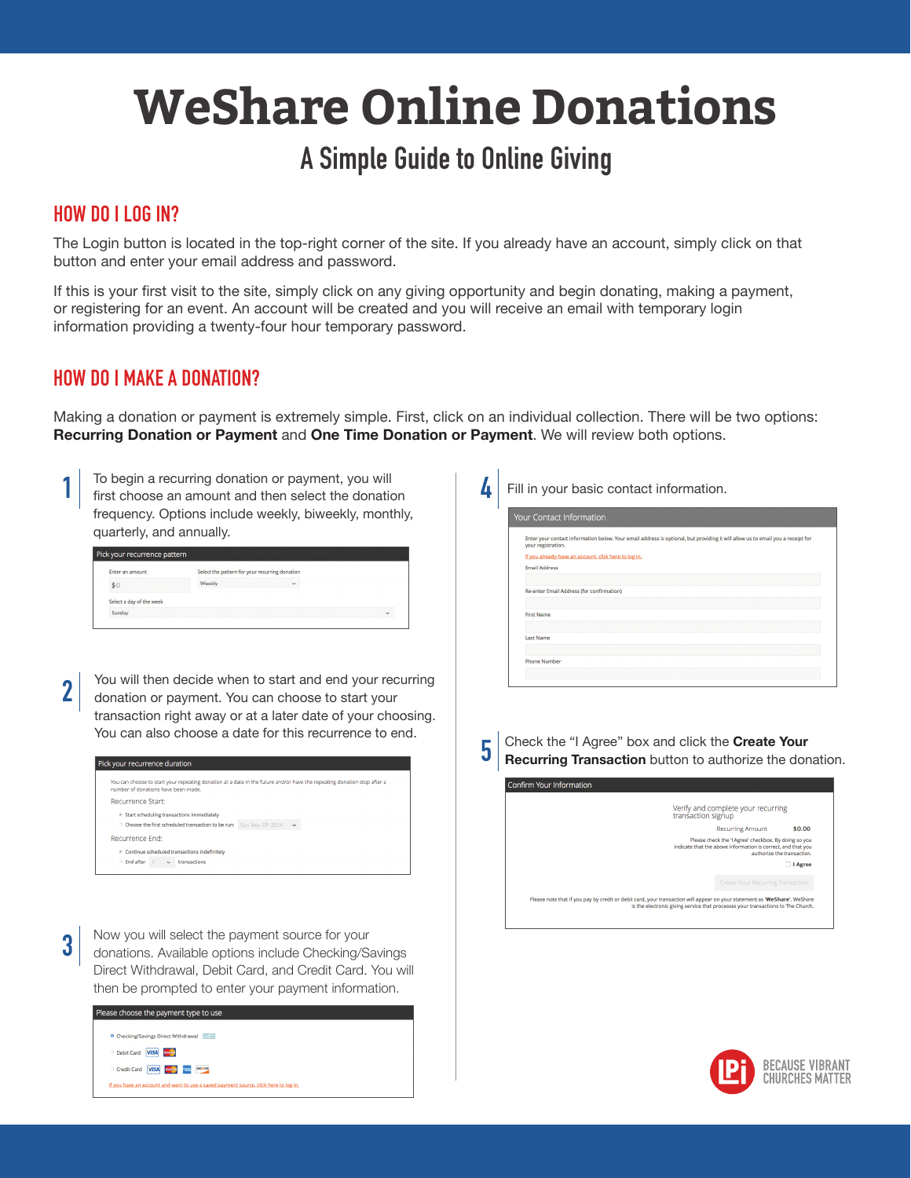# WeShare Online Donations

## A Simple Guide to Online Giving

### HOW DO I LOG IN?

The Login button is located in the top-right corner of the site. If you already have an account, simply click on that button and enter your email address and password.

If this is your first visit to the site, simply click on any giving opportunity and begin donating, making a payment, or registering for an event. An account will be created and you will receive an email with temporary login information providing a twenty-four hour temporary password.

### HOW DO I MAKE A DONATION?

Making a donation or payment is extremely simple. First, click on an individual collection. There will be two options: **Recurring Donation or Payment** and **One Time Donation or Payment**. We will review both options.

1. To begin a recurring donation or payment, you will first choose an amount and then select the donation frequency. Options include weekly, biweekly, monthly, quarterly, and annually.

   Pick your recurrence pattern

   Enter an amount: $0 — Select the pattern for your recurring donation: Weekly

   Select a day of the week: Sunday

2. You will then decide when to start and end your recurring donation or payment. You can choose to start your transaction right away or at a later date of your choosing. You can also choose a date for this recurrence to end.

   Pick your recurrence duration

   You can choose to start your repeating donation at a date in the future and/or have the repeating donation stop after a number of donations have been made.

   Recurrence Start:
   - Start scheduling transactions immediately
   - Choose the first scheduled transaction to be run: Sun Nov 09 2014

   Recurrence End:
   - Continue scheduled transactions indefinitely
   - End after 1 transactions

3. Now you will select the payment source for your donations. Available options include Checking/Savings Direct Withdrawal, Debit Card, and Credit Card. You will then be prompted to enter your payment information.

   Please choose the payment type to use
   - Checking/Savings Direct Withdrawal
   - Debit Card
   - Credit Card

   If you have an account and want to use a saved payment source, click here to log in.

4. Fill in your basic contact information.

   Your Contact Information

   Enter your contact information below. Your email address is optional, but providing it will allow us to email you a receipt for your registration.

   If you already have an account, click here to log in.

   Email Address

   Re-enter Email Address (for confirmation)

   First Name

   Last Name

   Phone Number

5. Check the "I Agree" box and click the **Create Your Recurring Transaction** button to authorize the donation.

   Confirm Your Information

   Verify and complete your recurring transaction signup

   Recurring Amount $0.00

   Please check the 'I Agree' checkbox. By doing so you indicate that the above information is correct, and that you authorize the transaction.

   I Agree

   Create Your Recurring Transaction

   Please note that if you pay by credit or debit card, your transaction will appear on your statement as 'WeShare'. WeShare is the electronic giving service that processes your transactions to The Church.

LPi BECAUSE VIBRANT CHURCHES MATTER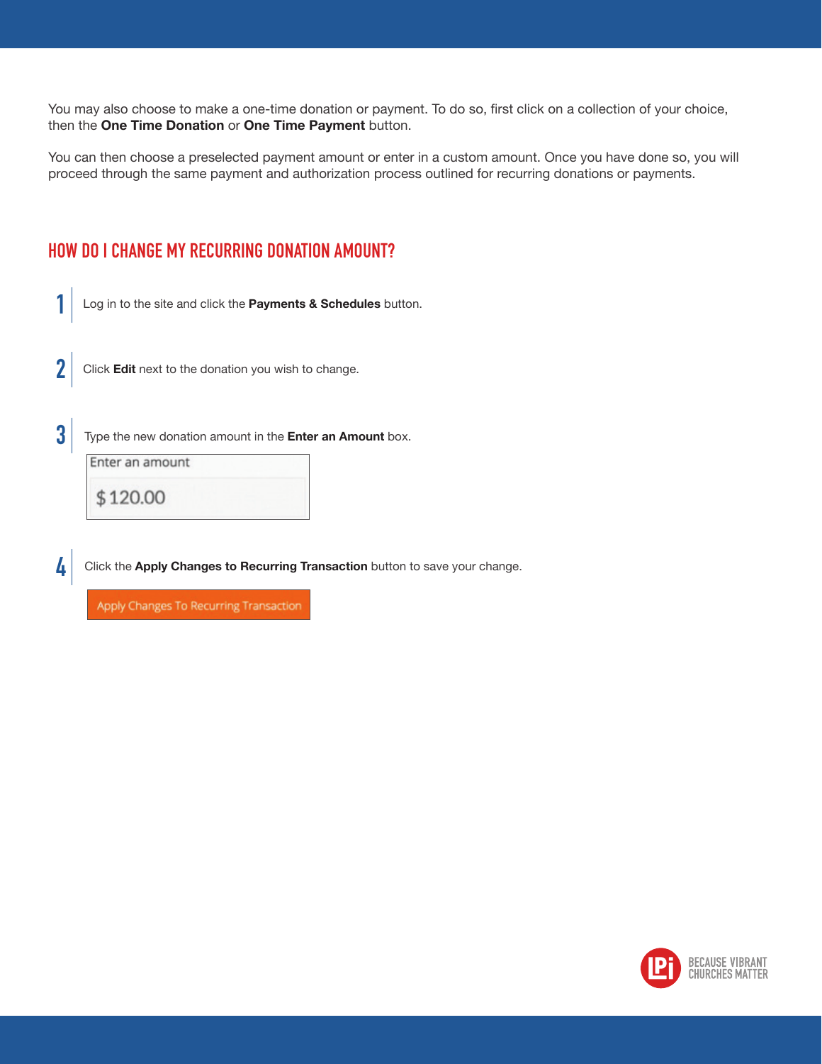You may also choose to make a one-time donation or payment. To do so, first click on a collection of your choice, then the **One Time Donation** or **One Time Payment** button.

You can then choose a preselected payment amount or enter in a custom amount. Once you have done so, you will proceed through the same payment and authorization process outlined for recurring donations or payments.

## HOW DO I CHANGE MY RECURRING DONATION AMOUNT?

1. Log in to the site and click the **Payments & Schedules** button.

2. Click **Edit** next to the donation you wish to change.

3. Type the new donation amount in the **Enter an Amount** box.

   Enter an amount

   $ 120.00

4. Click the **Apply Changes to Recurring Transaction** button to save your change.

   Apply Changes To Recurring Transaction

BECAUSE VIBRANT CHURCHES MATTER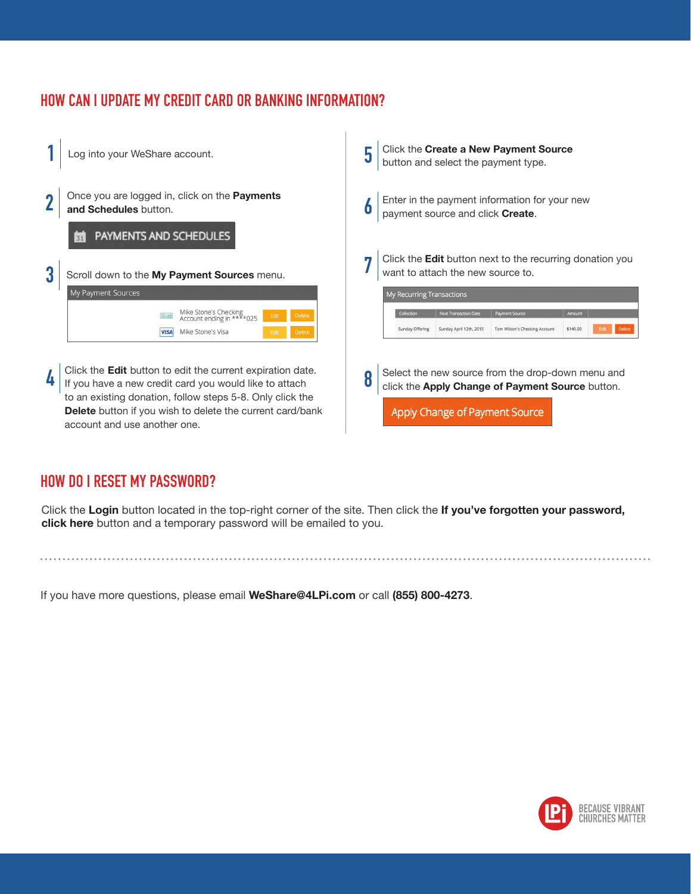## HOW CAN I UPDATE MY CREDIT CARD OR BANKING INFORMATION?

1. Log into your WeShare account.

2. Once you are logged in, click on the **Payments and Schedules** button.

   PAYMENTS AND SCHEDULES

3. Scroll down to the **My Payment Sources** menu.

   My Payment Sources

   | | | |
   |---|---|---|
   | Mike Stone's Checking Account ending in ****025 | Edit | Delete |
   | Mike Stone's Visa | Edit | Delete |

4. Click the **Edit** button to edit the current expiration date. If you have a new credit card you would like to attach to an existing donation, follow steps 5-8. Only click the **Delete** button if you wish to delete the current card/bank account and use another one.

5. Click the **Create a New Payment Source** button and select the payment type.

6. Enter in the payment information for your new payment source and click **Create**.

7. Click the **Edit** button next to the recurring donation you want to attach the new source to.

   My Recurring Transactions

   | Collection | Next Transaction Date | Payment Source | Amount | | |
   |---|---|---|---|---|---|
   | Sunday Offering | Sunday April 12th, 2015 | Tom Wilson's Checking Account | $140.00 | Edit | Delete |

8. Select the new source from the drop-down menu and click the **Apply Change of Payment Source** button.

   Apply Change of Payment Source

## HOW DO I RESET MY PASSWORD?

Click the **Login** button located in the top-right corner of the site. Then click the **If you've forgotten your password, click here** button and a temporary password will be emailed to you.

If you have more questions, please email **WeShare@4LPi.com** or call **(855) 800-4273**.

LPi BECAUSE VIBRANT CHURCHES MATTER